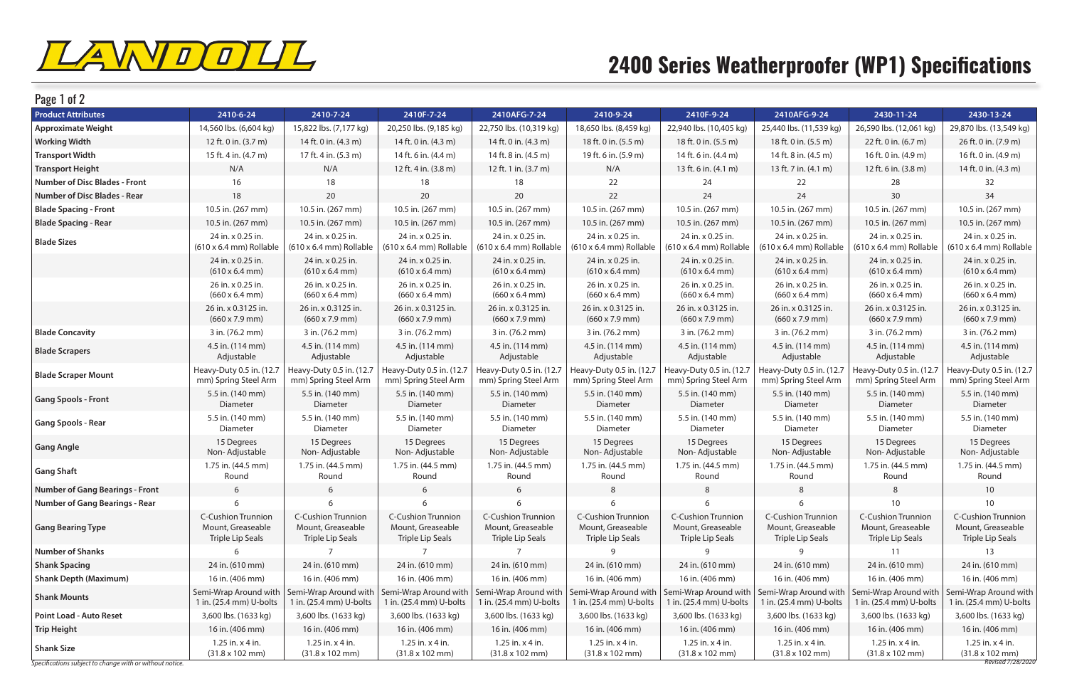LANDOLL

# 2400 Series Weatherproofer (WP1) Specifications

| Product Attributes | 2410-6-24 | 2410-7-24 | 2410F-7-24 | 2410AFG-7-24 | 2410-9-24 | 2410F-9-24 | 2410AFG-9-24 | 2430-11-24 | 2430-13-24 |
|---|---|---|---|---|---|---|---|---|---|
| Approximate Weight | 14,560 lbs. (6,604 kg) | 15,822 lbs. (7,177 kg) | 20,250 lbs. (9,185 kg) | 22,750 lbs. (10,319 kg) | 18,650 lbs. (8,459 kg) | 22,940 lbs. (10,405 kg) | 25,440 lbs. (11,539 kg) | 26,590 lbs. (12,061 kg) | 29,870 lbs. (13,549 kg) |
| Working Width | 12 ft. 0 in. (3.7 m) | 14 ft. 0 in. (4.3 m) | 14 ft. 0 in. (4.3 m) | 14 ft. 0 in. (4.3 m) | 18 ft. 0 in. (5.5 m) | 18 ft. 0 in. (5.5 m) | 18 ft. 0 in. (5.5 m) | 22 ft. 0 in. (6.7 m) | 26 ft. 0 in. (7.9 m) |
| Transport Width | 15 ft. 4 in. (4.7 m) | 17 ft. 4 in. (5.3 m) | 14 ft. 6 in. (4.4 m) | 14 ft. 8 in. (4.5 m) | 19 ft. 6 in. (5.9 m) | 14 ft. 6 in. (4.4 m) | 14 ft. 8 in. (4.5 m) | 16 ft. 0 in. (4.9 m) | 16 ft. 0 in. (4.9 m) |
| Transport Height | N/A | N/A | 12 ft. 4 in. (3.8 m) | 12 ft. 1 in. (3.7 m) | N/A | 13 ft. 6 in. (4.1 m) | 13 ft. 7 in. (4.1 m) | 12 ft. 6 in. (3.8 m) | 14 ft. 0 in. (4.3 m) |
| Number of Disc Blades - Front | 16 | 18 | 18 | 18 | 22 | 24 | 22 | 28 | 32 |
| Number of Disc Blades - Rear | 18 | 20 | 20 | 20 | 22 | 24 | 24 | 30 | 34 |
| Blade Spacing - Front | 10.5 in. (267 mm) | 10.5 in. (267 mm) | 10.5 in. (267 mm) | 10.5 in. (267 mm) | 10.5 in. (267 mm) | 10.5 in. (267 mm) | 10.5 in. (267 mm) | 10.5 in. (267 mm) | 10.5 in. (267 mm) |
| Blade Spacing - Rear | 10.5 in. (267 mm) | 10.5 in. (267 mm) | 10.5 in. (267 mm) | 10.5 in. (267 mm) | 10.5 in. (267 mm) | 10.5 in. (267 mm) | 10.5 in. (267 mm) | 10.5 in. (267 mm) | 10.5 in. (267 mm) |
| Blade Sizes | 24 in. x 0.25 in. (610 x 6.4 mm) Rollable | 24 in. x 0.25 in. (610 x 6.4 mm) Rollable | 24 in. x 0.25 in. (610 x 6.4 mm) Rollable | 24 in. x 0.25 in. (610 x 6.4 mm) Rollable | 24 in. x 0.25 in. (610 x 6.4 mm) Rollable | 24 in. x 0.25 in. (610 x 6.4 mm) Rollable | 24 in. x 0.25 in. (610 x 6.4 mm) Rollable | 24 in. x 0.25 in. (610 x 6.4 mm) Rollable | 24 in. x 0.25 in. (610 x 6.4 mm) Rollable |
| | 24 in. x 0.25 in. (610 x 6.4 mm) | 24 in. x 0.25 in. (610 x 6.4 mm) | 24 in. x 0.25 in. (610 x 6.4 mm) | 24 in. x 0.25 in. (610 x 6.4 mm) | 24 in. x 0.25 in. (610 x 6.4 mm) | 24 in. x 0.25 in. (610 x 6.4 mm) | 24 in. x 0.25 in. (610 x 6.4 mm) | 24 in. x 0.25 in. (610 x 6.4 mm) | 24 in. x 0.25 in. (610 x 6.4 mm) |
| | 26 in. x 0.25 in. (660 x 6.4 mm) | 26 in. x 0.25 in. (660 x 6.4 mm) | 26 in. x 0.25 in. (660 x 6.4 mm) | 26 in. x 0.25 in. (660 x 6.4 mm) | 26 in. x 0.25 in. (660 x 6.4 mm) | 26 in. x 0.25 in. (660 x 6.4 mm) | 26 in. x 0.25 in. (660 x 6.4 mm) | 26 in. x 0.25 in. (660 x 6.4 mm) | 26 in. x 0.25 in. (660 x 6.4 mm) |
| | 26 in. x 0.3125 in. (660 x 7.9 mm) | 26 in. x 0.3125 in. (660 x 7.9 mm) | 26 in. x 0.3125 in. (660 x 7.9 mm) | 26 in. x 0.3125 in. (660 x 7.9 mm) | 26 in. x 0.3125 in. (660 x 7.9 mm) | 26 in. x 0.3125 in. (660 x 7.9 mm) | 26 in. x 0.3125 in. (660 x 7.9 mm) | 26 in. x 0.3125 in. (660 x 7.9 mm) | 26 in. x 0.3125 in. (660 x 7.9 mm) |
| Blade Concavity | 3 in. (76.2 mm) | 3 in. (76.2 mm) | 3 in. (76.2 mm) | 3 in. (76.2 mm) | 3 in. (76.2 mm) | 3 in. (76.2 mm) | 3 in. (76.2 mm) | 3 in. (76.2 mm) | 3 in. (76.2 mm) |
| Blade Scrapers | 4.5 in. (114 mm) Adjustable | 4.5 in. (114 mm) Adjustable | 4.5 in. (114 mm) Adjustable | 4.5 in. (114 mm) Adjustable | 4.5 in. (114 mm) Adjustable | 4.5 in. (114 mm) Adjustable | 4.5 in. (114 mm) Adjustable | 4.5 in. (114 mm) Adjustable | 4.5 in. (114 mm) Adjustable |
| Blade Scraper Mount | Heavy-Duty 0.5 in. (12.7 mm) Spring Steel Arm | Heavy-Duty 0.5 in. (12.7 mm) Spring Steel Arm | Heavy-Duty 0.5 in. (12.7 mm) Spring Steel Arm | Heavy-Duty 0.5 in. (12.7 mm) Spring Steel Arm | Heavy-Duty 0.5 in. (12.7 mm) Spring Steel Arm | Heavy-Duty 0.5 in. (12.7 mm) Spring Steel Arm | Heavy-Duty 0.5 in. (12.7 mm) Spring Steel Arm | Heavy-Duty 0.5 in. (12.7 mm) Spring Steel Arm | Heavy-Duty 0.5 in. (12.7 mm) Spring Steel Arm |
| Gang Spools - Front | 5.5 in. (140 mm) Diameter | 5.5 in. (140 mm) Diameter | 5.5 in. (140 mm) Diameter | 5.5 in. (140 mm) Diameter | 5.5 in. (140 mm) Diameter | 5.5 in. (140 mm) Diameter | 5.5 in. (140 mm) Diameter | 5.5 in. (140 mm) Diameter | 5.5 in. (140 mm) Diameter |
| Gang Spools - Rear | 5.5 in. (140 mm) Diameter | 5.5 in. (140 mm) Diameter | 5.5 in. (140 mm) Diameter | 5.5 in. (140 mm) Diameter | 5.5 in. (140 mm) Diameter | 5.5 in. (140 mm) Diameter | 5.5 in. (140 mm) Diameter | 5.5 in. (140 mm) Diameter | 5.5 in. (140 mm) Diameter |
| Gang Angle | 15 Degrees Non- Adjustable | 15 Degrees Non- Adjustable | 15 Degrees Non- Adjustable | 15 Degrees Non- Adjustable | 15 Degrees Non- Adjustable | 15 Degrees Non- Adjustable | 15 Degrees Non- Adjustable | 15 Degrees Non- Adjustable | 15 Degrees Non- Adjustable |
| Gang Shaft | 1.75 in. (44.5 mm) Round | 1.75 in. (44.5 mm) Round | 1.75 in. (44.5 mm) Round | 1.75 in. (44.5 mm) Round | 1.75 in. (44.5 mm) Round | 1.75 in. (44.5 mm) Round | 1.75 in. (44.5 mm) Round | 1.75 in. (44.5 mm) Round | 1.75 in. (44.5 mm) Round |
| Number of Gang Bearings - Front | 6 | 6 | 6 | 6 | 8 | 8 | 8 | 8 | 10 |
| Number of Gang Bearings - Rear | 6 | 6 | 6 | 6 | 6 | 6 | 6 | 10 | 10 |
| Gang Bearing Type | C-Cushion Trunnion Mount, Greaseable Triple Lip Seals | C-Cushion Trunnion Mount, Greaseable Triple Lip Seals | C-Cushion Trunnion Mount, Greaseable Triple Lip Seals | C-Cushion Trunnion Mount, Greaseable Triple Lip Seals | C-Cushion Trunnion Mount, Greaseable Triple Lip Seals | C-Cushion Trunnion Mount, Greaseable Triple Lip Seals | C-Cushion Trunnion Mount, Greaseable Triple Lip Seals | C-Cushion Trunnion Mount, Greaseable Triple Lip Seals | C-Cushion Trunnion Mount, Greaseable Triple Lip Seals |
| Number of Shanks | 6 | 7 | 7 | 7 | 9 | 9 | 9 | 11 | 13 |
| Shank Spacing | 24 in. (610 mm) | 24 in. (610 mm) | 24 in. (610 mm) | 24 in. (610 mm) | 24 in. (610 mm) | 24 in. (610 mm) | 24 in. (610 mm) | 24 in. (610 mm) | 24 in. (610 mm) |
| Shank Depth (Maximum) | 16 in. (406 mm) | 16 in. (406 mm) | 16 in. (406 mm) | 16 in. (406 mm) | 16 in. (406 mm) | 16 in. (406 mm) | 16 in. (406 mm) | 16 in. (406 mm) | 16 in. (406 mm) |
| Shank Mounts | Semi-Wrap Around with 1 in. (25.4 mm) U-bolts | Semi-Wrap Around with 1 in. (25.4 mm) U-bolts | Semi-Wrap Around with 1 in. (25.4 mm) U-bolts | Semi-Wrap Around with 1 in. (25.4 mm) U-bolts | Semi-Wrap Around with 1 in. (25.4 mm) U-bolts | Semi-Wrap Around with 1 in. (25.4 mm) U-bolts | Semi-Wrap Around with 1 in. (25.4 mm) U-bolts | Semi-Wrap Around with 1 in. (25.4 mm) U-bolts | Semi-Wrap Around with 1 in. (25.4 mm) U-bolts |
| Point Load - Auto Reset | 3,600 lbs. (1633 kg) | 3,600 lbs. (1633 kg) | 3,600 lbs. (1633 kg) | 3,600 lbs. (1633 kg) | 3,600 lbs. (1633 kg) | 3,600 lbs. (1633 kg) | 3,600 lbs. (1633 kg) | 3,600 lbs. (1633 kg) | 3,600 lbs. (1633 kg) |
| Trip Height | 16 in. (406 mm) | 16 in. (406 mm) | 16 in. (406 mm) | 16 in. (406 mm) | 16 in. (406 mm) | 16 in. (406 mm) | 16 in. (406 mm) | 16 in. (406 mm) | 16 in. (406 mm) |
| Shank Size | 1.25 in. x 4 in. (31.8 x 102 mm) | 1.25 in. x 4 in. (31.8 x 102 mm) | 1.25 in. x 4 in. (31.8 x 102 mm) | 1.25 in. x 4 in. (31.8 x 102 mm) | 1.25 in. x 4 in. (31.8 x 102 mm) | 1.25 in. x 4 in. (31.8 x 102 mm) | 1.25 in. x 4 in. (31.8 x 102 mm) | 1.25 in. x 4 in. (31.8 x 102 mm) | 1.25 in. x 4 in. (31.8 x 102 mm) |

*Specifications subject to change with or without notice.*

*Revised 7/28/2020*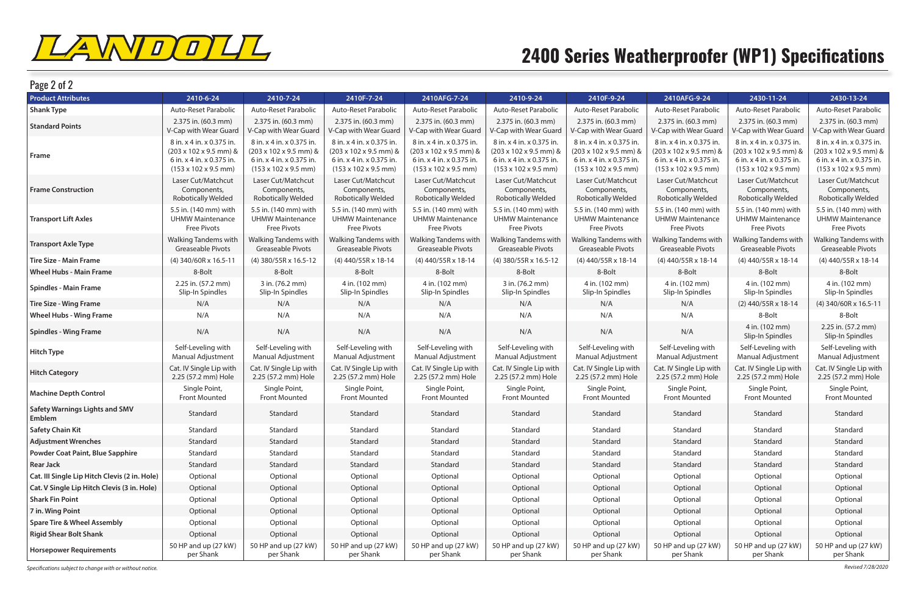# 2400 Series Weatherproofer (WP1) Specifications

Page 2 of 2

| Product Attributes | 2410-6-24 | 2410-7-24 | 2410F-7-24 | 2410AFG-7-24 | 2410-9-24 | 2410F-9-24 | 2410AFG-9-24 | 2430-11-24 | 2430-13-24 |
|---|---|---|---|---|---|---|---|---|---|
| Shank Type | Auto-Reset Parabolic | Auto-Reset Parabolic | Auto-Reset Parabolic | Auto-Reset Parabolic | Auto-Reset Parabolic | Auto-Reset Parabolic | Auto-Reset Parabolic | Auto-Reset Parabolic | Auto-Reset Parabolic |
| Standard Points | 2.375 in. (60.3 mm) V-Cap with Wear Guard | 2.375 in. (60.3 mm) V-Cap with Wear Guard | 2.375 in. (60.3 mm) V-Cap with Wear Guard | 2.375 in. (60.3 mm) V-Cap with Wear Guard | 2.375 in. (60.3 mm) V-Cap with Wear Guard | 2.375 in. (60.3 mm) V-Cap with Wear Guard | 2.375 in. (60.3 mm) V-Cap with Wear Guard | 2.375 in. (60.3 mm) V-Cap with Wear Guard | 2.375 in. (60.3 mm) V-Cap with Wear Guard |
| Frame | 8 in. x 4 in. x 0.375 in. (203 x 102 x 9.5 mm) & 6 in. x 4 in. x 0.375 in. (153 x 102 x 9.5 mm) | 8 in. x 4 in. x 0.375 in. (203 x 102 x 9.5 mm) & 6 in. x 4 in. x 0.375 in. (153 x 102 x 9.5 mm) | 8 in. x 4 in. x 0.375 in. (203 x 102 x 9.5 mm) & 6 in. x 4 in. x 0.375 in. (153 x 102 x 9.5 mm) | 8 in. x 4 in. x 0.375 in. (203 x 102 x 9.5 mm) & 6 in. x 4 in. x 0.375 in. (153 x 102 x 9.5 mm) | 8 in. x 4 in. x 0.375 in. (203 x 102 x 9.5 mm) & 6 in. x 4 in. x 0.375 in. (153 x 102 x 9.5 mm) | 8 in. x 4 in. x 0.375 in. (203 x 102 x 9.5 mm) & 6 in. x 4 in. x 0.375 in. (153 x 102 x 9.5 mm) | 8 in. x 4 in. x 0.375 in. (203 x 102 x 9.5 mm) & 6 in. x 4 in. x 0.375 in. (153 x 102 x 9.5 mm) | 8 in. x 4 in. x 0.375 in. (203 x 102 x 9.5 mm) & 6 in. x 4 in. x 0.375 in. (153 x 102 x 9.5 mm) | 8 in. x 4 in. x 0.375 in. (203 x 102 x 9.5 mm) & 6 in. x 4 in. x 0.375 in. (153 x 102 x 9.5 mm) |
| Frame Construction | Laser Cut/Matchcut Components, Robotically Welded | Laser Cut/Matchcut Components, Robotically Welded | Laser Cut/Matchcut Components, Robotically Welded | Laser Cut/Matchcut Components, Robotically Welded | Laser Cut/Matchcut Components, Robotically Welded | Laser Cut/Matchcut Components, Robotically Welded | Laser Cut/Matchcut Components, Robotically Welded | Laser Cut/Matchcut Components, Robotically Welded | Laser Cut/Matchcut Components, Robotically Welded |
| Transport Lift Axles | 5.5 in. (140 mm) with UHMW Maintenance Free Pivots | 5.5 in. (140 mm) with UHMW Maintenance Free Pivots | 5.5 in. (140 mm) with UHMW Maintenance Free Pivots | 5.5 in. (140 mm) with UHMW Maintenance Free Pivots | 5.5 in. (140 mm) with UHMW Maintenance Free Pivots | 5.5 in. (140 mm) with UHMW Maintenance Free Pivots | 5.5 in. (140 mm) with UHMW Maintenance Free Pivots | 5.5 in. (140 mm) with UHMW Maintenance Free Pivots | 5.5 in. (140 mm) with UHMW Maintenance Free Pivots |
| Transport Axle Type | Walking Tandems with Greaseable Pivots | Walking Tandems with Greaseable Pivots | Walking Tandems with Greaseable Pivots | Walking Tandems with Greaseable Pivots | Walking Tandems with Greaseable Pivots | Walking Tandems with Greaseable Pivots | Walking Tandems with Greaseable Pivots | Walking Tandems with Greaseable Pivots | Walking Tandems with Greaseable Pivots |
| Tire Size - Main Frame | (4) 340/60R x 16.5-11 | (4) 380/55R x 16.5-12 | (4) 440/55R x 18-14 | (4) 440/55R x 18-14 | (4) 380/55R x 16.5-12 | (4) 440/55R x 18-14 | (4) 440/55R x 18-14 | (4) 440/55R x 18-14 | (4) 440/55R x 18-14 |
| Wheel Hubs - Main Frame | 8-Bolt | 8-Bolt | 8-Bolt | 8-Bolt | 8-Bolt | 8-Bolt | 8-Bolt | 8-Bolt | 8-Bolt |
| Spindles - Main Frame | 2.25 in. (57.2 mm) Slip-In Spindles | 3 in. (76.2 mm) Slip-In Spindles | 4 in. (102 mm) Slip-In Spindles | 4 in. (102 mm) Slip-In Spindles | 3 in. (76.2 mm) Slip-In Spindles | 4 in. (102 mm) Slip-In Spindles | 4 in. (102 mm) Slip-In Spindles | 4 in. (102 mm) Slip-In Spindles | 4 in. (102 mm) Slip-In Spindles |
| Tire Size - Wing Frame | N/A | N/A | N/A | N/A | N/A | N/A | N/A | (2) 440/55R x 18-14 | (4) 340/60R x 16.5-11 |
| Wheel Hubs - Wing Frame | N/A | N/A | N/A | N/A | N/A | N/A | N/A | 8-Bolt | 8-Bolt |
| Spindles - Wing Frame | N/A | N/A | N/A | N/A | N/A | N/A | N/A | 4 in. (102 mm) Slip-In Spindles | 2.25 in. (57.2 mm) Slip-In Spindles |
| Hitch Type | Self-Leveling with Manual Adjustment | Self-Leveling with Manual Adjustment | Self-Leveling with Manual Adjustment | Self-Leveling with Manual Adjustment | Self-Leveling with Manual Adjustment | Self-Leveling with Manual Adjustment | Self-Leveling with Manual Adjustment | Self-Leveling with Manual Adjustment | Self-Leveling with Manual Adjustment |
| Hitch Category | Cat. IV Single Lip with 2.25 (57.2 mm) Hole | Cat. IV Single Lip with 2.25 (57.2 mm) Hole | Cat. IV Single Lip with 2.25 (57.2 mm) Hole | Cat. IV Single Lip with 2.25 (57.2 mm) Hole | Cat. IV Single Lip with 2.25 (57.2 mm) Hole | Cat. IV Single Lip with 2.25 (57.2 mm) Hole | Cat. IV Single Lip with 2.25 (57.2 mm) Hole | Cat. IV Single Lip with 2.25 (57.2 mm) Hole | Cat. IV Single Lip with 2.25 (57.2 mm) Hole |
| Machine Depth Control | Single Point, Front Mounted | Single Point, Front Mounted | Single Point, Front Mounted | Single Point, Front Mounted | Single Point, Front Mounted | Single Point, Front Mounted | Single Point, Front Mounted | Single Point, Front Mounted | Single Point, Front Mounted |
| Safety Warnings Lights and SMV Emblem | Standard | Standard | Standard | Standard | Standard | Standard | Standard | Standard | Standard |
| Safety Chain Kit | Standard | Standard | Standard | Standard | Standard | Standard | Standard | Standard | Standard |
| Adjustment Wrenches | Standard | Standard | Standard | Standard | Standard | Standard | Standard | Standard | Standard |
| Powder Coat Paint, Blue Sapphire | Standard | Standard | Standard | Standard | Standard | Standard | Standard | Standard | Standard |
| Rear Jack | Standard | Standard | Standard | Standard | Standard | Standard | Standard | Standard | Standard |
| Cat. III Single Lip Hitch Clevis (2 in. Hole) | Optional | Optional | Optional | Optional | Optional | Optional | Optional | Optional | Optional |
| Cat. V Single Lip Hitch Clevis (3 in. Hole) | Optional | Optional | Optional | Optional | Optional | Optional | Optional | Optional | Optional |
| Shark Fin Point | Optional | Optional | Optional | Optional | Optional | Optional | Optional | Optional | Optional |
| 7 in. Wing Point | Optional | Optional | Optional | Optional | Optional | Optional | Optional | Optional | Optional |
| Spare Tire & Wheel Assembly | Optional | Optional | Optional | Optional | Optional | Optional | Optional | Optional | Optional |
| Rigid Shear Bolt Shank | Optional | Optional | Optional | Optional | Optional | Optional | Optional | Optional | Optional |
| Horsepower Requirements | 50 HP and up (27 kW) per Shank | 50 HP and up (27 kW) per Shank | 50 HP and up (27 kW) per Shank | 50 HP and up (27 kW) per Shank | 50 HP and up (27 kW) per Shank | 50 HP and up (27 kW) per Shank | 50 HP and up (27 kW) per Shank | 50 HP and up (27 kW) per Shank | 50 HP and up (27 kW) per Shank |

*Specifications subject to change with or without notice.*

*Revised 7/28/2020*